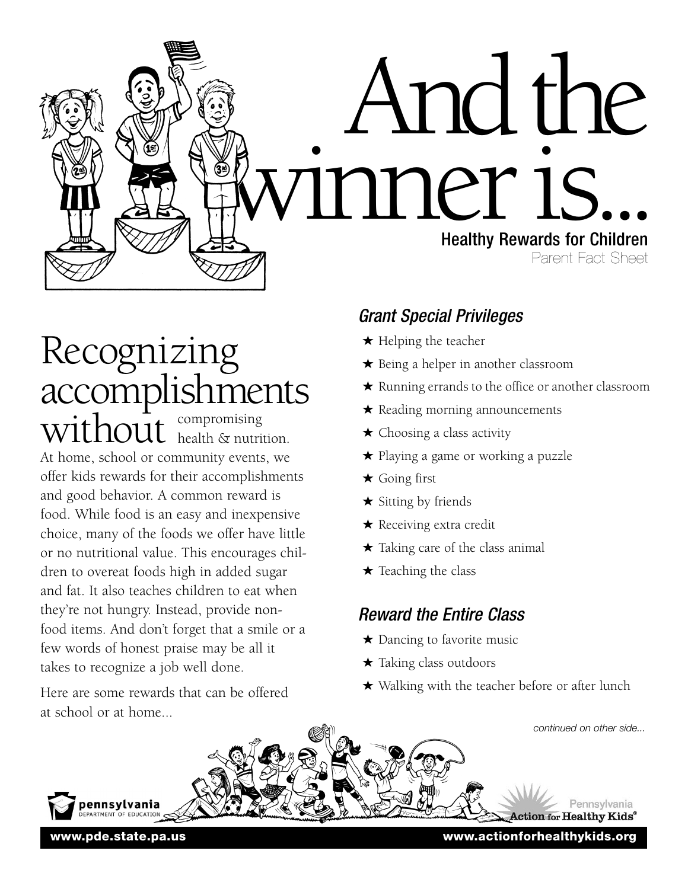# And the winner is...

**Healthy Rewards for Children**

Parent Fact Sheet

## Recognizing accomplishments without compromising health & nutrition.

At home, school or community events, we offer kids rewards for their accomplishments and good behavior. A common reward is food. While food is an easy and inexpensive choice, many of the foods we offer have little or no nutritional value. This encourages children to overeat foods high in added sugar and fat. It also teaches children to eat when they're not hungry. Instead, provide non-food items. And don't forget that a smile or a few words of honest praise may be all it takes to recognize a job well done.

Here are some rewards that can be offered at school or at home...

### *Grant Special Privileges*

- ★ Helping the teacher
- ★ Being a helper in another classroom
- ★ Running errands to the office or another classroom
- ★ Reading morning announcements
- ★ Choosing a class activity
- ★ Playing a game or working a puzzle
- ★ Going first
- ★ Sitting by friends
- ★ Receiving extra credit
- ★ Taking care of the class animal
- ★ Teaching the class

### *Reward the Entire Class*

- ★ Dancing to favorite music
- ★ Taking class outdoors
- ★ Walking with the teacher before or after lunch

*continued on other side...*

pennsylvania DEPARTMENT OF EDUCATION

Pennsylvania Action for Healthy Kids®

www.pde.state.pa.us

www.actionforhealthykids.org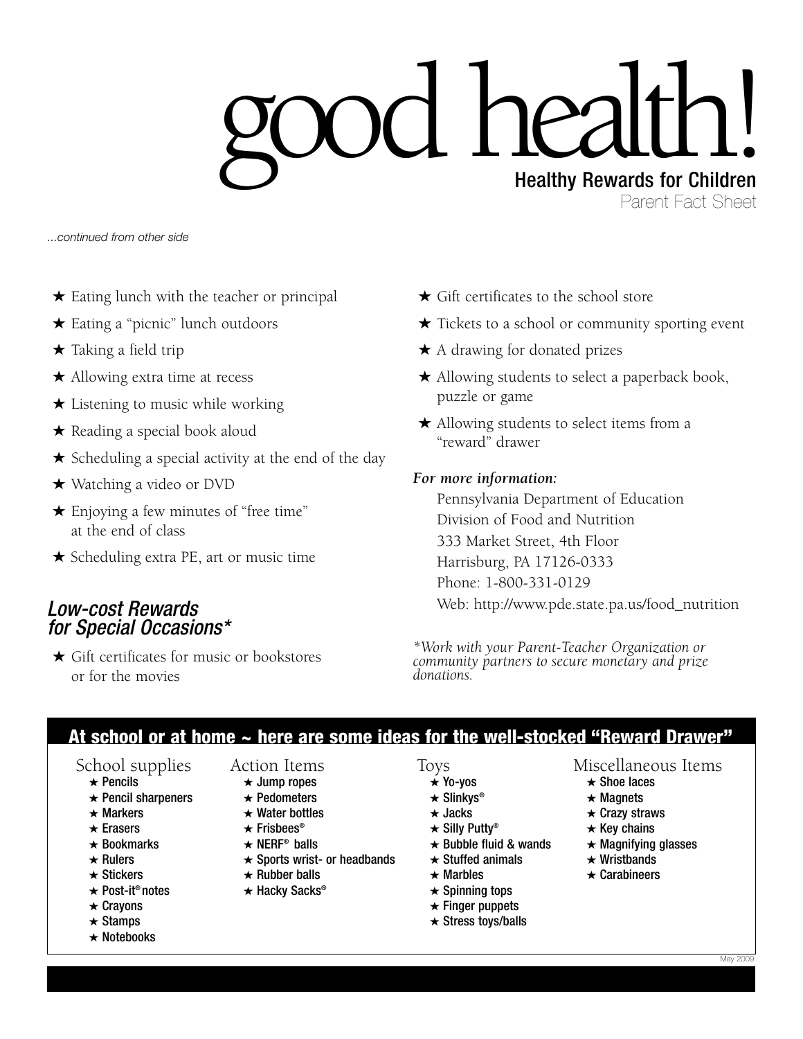# good health!

## Healthy Rewards for Children

Parent Fact Sheet

*...continued from other side*

- ★ Eating lunch with the teacher or principal
- ★ Eating a "picnic" lunch outdoors
- ★ Taking a field trip
- ★ Allowing extra time at recess
- ★ Listening to music while working
- ★ Reading a special book aloud
- ★ Scheduling a special activity at the end of the day
- ★ Watching a video or DVD
- ★ Enjoying a few minutes of "free time" at the end of class
- ★ Scheduling extra PE, art or music time

### *Low-cost Rewards for Special Occasions**

- ★ Gift certificates for music or bookstores or for the movies
- ★ Gift certificates to the school store
- ★ Tickets to a school or community sporting event
- ★ A drawing for donated prizes
- ★ Allowing students to select a paperback book, puzzle or game
- ★ Allowing students to select items from a "reward" drawer

***For more information:***

Pennsylvania Department of Education
Division of Food and Nutrition
333 Market Street, 4th Floor
Harrisburg, PA 17126-0333
Phone: 1-800-331-0129
Web: http://www.pde.state.pa.us/food_nutrition

*\*Work with your Parent-Teacher Organization or community partners to secure monetary and prize donations.*

## At school or at home ~ here are some ideas for the well-stocked "Reward Drawer"

### School supplies

- ★ Pencils
- ★ Pencil sharpeners
- ★ Markers
- ★ Erasers
- ★ Bookmarks
- ★ Rulers
- ★ Stickers
- ★ Post-it® notes
- ★ Crayons
- ★ Stamps
- ★ Notebooks

### Action Items

- ★ Jump ropes
- ★ Pedometers
- ★ Water bottles
- ★ Frisbees®
- ★ NERF® balls
- ★ Sports wrist- or headbands
- ★ Rubber balls
- ★ Hacky Sacks®

### Toys

- ★ Yo-yos
- ★ Slinkys®
- ★ Jacks
- ★ Silly Putty®
- ★ Bubble fluid & wands
- ★ Stuffed animals
- ★ Marbles
- ★ Spinning tops
- ★ Finger puppets
- ★ Stress toys/balls

### Miscellaneous Items

- ★ Shoe laces
- ★ Magnets
- ★ Crazy straws
- ★ Key chains
- ★ Magnifying glasses
- ★ Wristbands
- ★ Carabineers

May 2009